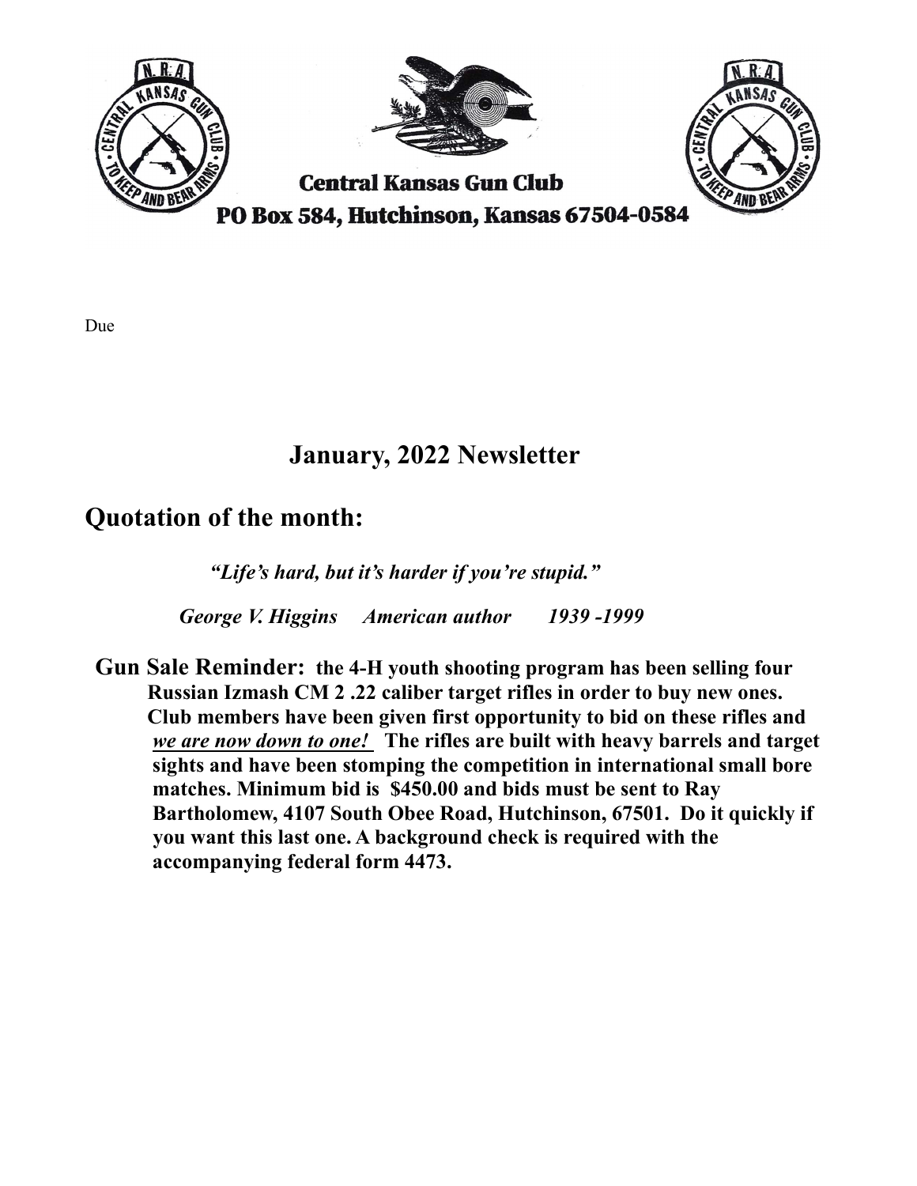Central Kansas Gun Club

PO Box 584, Hutchinson, Kansas 67504-0584

Due

## January, 2022 Newsletter

## Quotation of the month:

***"Life's hard, but it's harder if you're stupid."***

***George V. Higgins American author 1939 -1999***

**Gun Sale Reminder: the 4-H youth shooting program has been selling four Russian Izmash CM 2 .22 caliber target rifles in order to buy new ones. Club members have been given first opportunity to bid on these rifles and** ***<u>we are now down to one!</u>*** **The rifles are built with heavy barrels and target sights and have been stomping the competition in international small bore matches. Minimum bid is $450.00 and bids must be sent to Ray Bartholomew, 4107 South Obee Road, Hutchinson, 67501. Do it quickly if you want this last one. A background check is required with the accompanying federal form 4473.**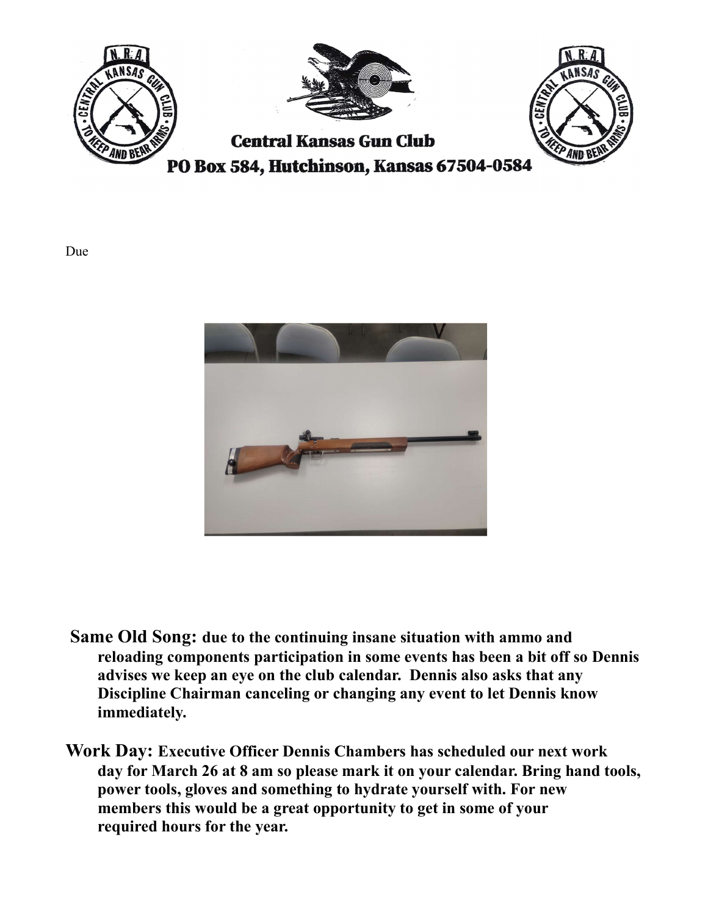Central Kansas Gun Club
PO Box 584, Hutchinson, Kansas 67504-0584

Due

**Same Old Song:** **due to the continuing insane situation with ammo and reloading components participation in some events has been a bit off so Dennis advises we keep an eye on the club calendar. Dennis also asks that any Discipline Chairman canceling or changing any event to let Dennis know immediately.**

**Work Day:** **Executive Officer Dennis Chambers has scheduled our next work day for March 26 at 8 am so please mark it on your calendar. Bring hand tools, power tools, gloves and something to hydrate yourself with. For new members this would be a great opportunity to get in some of your required hours for the year.**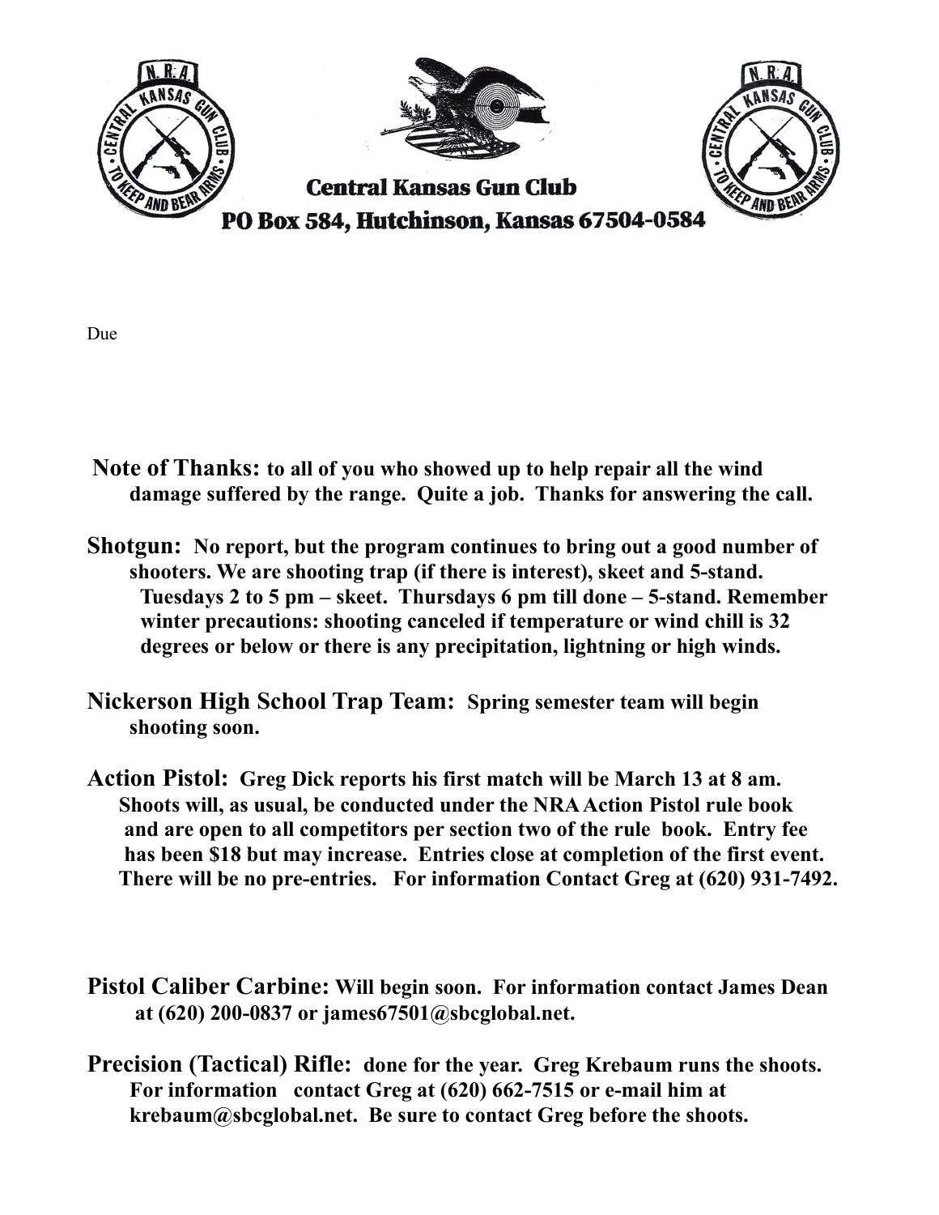# Central Kansas Gun Club

**PO Box 584, Hutchinson, Kansas 67504-0584**

Due

**Note of Thanks:** **to all of you who showed up to help repair all the wind damage suffered by the range. Quite a job. Thanks for answering the call.**

**Shotgun:** **No report, but the program continues to bring out a good number of shooters. We are shooting trap (if there is interest), skeet and 5-stand. Tuesdays 2 to 5 pm – skeet. Thursdays 6 pm till done – 5-stand. Remember winter precautions: shooting canceled if temperature or wind chill is 32 degrees or below or there is any precipitation, lightning or high winds.**

**Nickerson High School Trap Team:** **Spring semester team will begin shooting soon.**

**Action Pistol:** **Greg Dick reports his first match will be March 13 at 8 am. Shoots will, as usual, be conducted under the NRA Action Pistol rule book and are open to all competitors per section two of the rule book. Entry fee has been $18 but may increase. Entries close at completion of the first event. There will be no pre-entries. For information Contact Greg at (620) 931-7492.**

**Pistol Caliber Carbine:** **Will begin soon. For information contact James Dean at (620) 200-0837 or james67501@sbcglobal.net.**

**Precision (Tactical) Rifle:** **done for the year. Greg Krebaum runs the shoots. For information contact Greg at (620) 662-7515 or e-mail him at krebaum@sbcglobal.net. Be sure to contact Greg before the shoots.**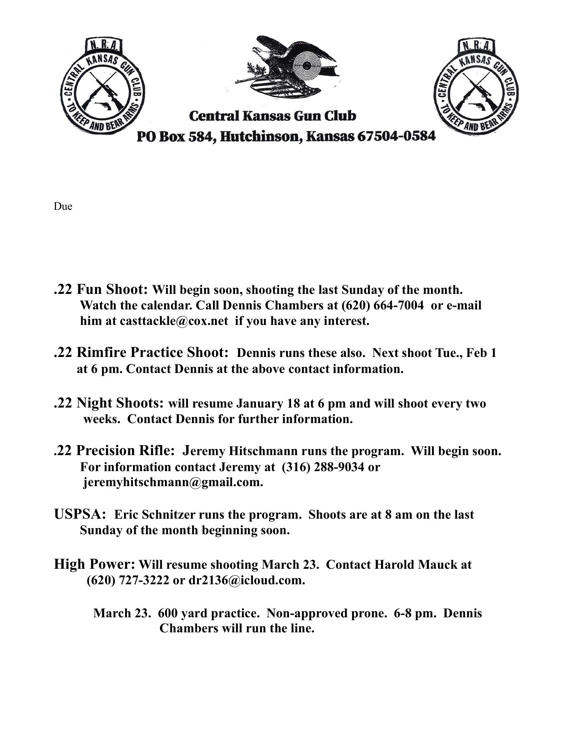**Central Kansas Gun Club**

**PO Box 584, Hutchinson, Kansas 67504-0584**

Due

**.22 Fun Shoot: Will begin soon, shooting the last Sunday of the month. Watch the calendar. Call Dennis Chambers at (620) 664-7004 or e-mail him at casttackle@cox.net if you have any interest.**

**.22 Rimfire Practice Shoot: Dennis runs these also. Next shoot Tue., Feb 1 at 6 pm. Contact Dennis at the above contact information.**

**.22 Night Shoots: will resume January 18 at 6 pm and will shoot every two weeks. Contact Dennis for further information.**

**.22 Precision Rifle: Jeremy Hitschmann runs the program. Will begin soon. For information contact Jeremy at (316) 288-9034 or jeremyhitschmann@gmail.com.**

**USPSA: Eric Schnitzer runs the program. Shoots are at 8 am on the last Sunday of the month beginning soon.**

**High Power: Will resume shooting March 23. Contact Harold Mauck at (620) 727-3222 or dr2136@icloud.com.**

**March 23. 600 yard practice. Non-approved prone. 6-8 pm. Dennis Chambers will run the line.**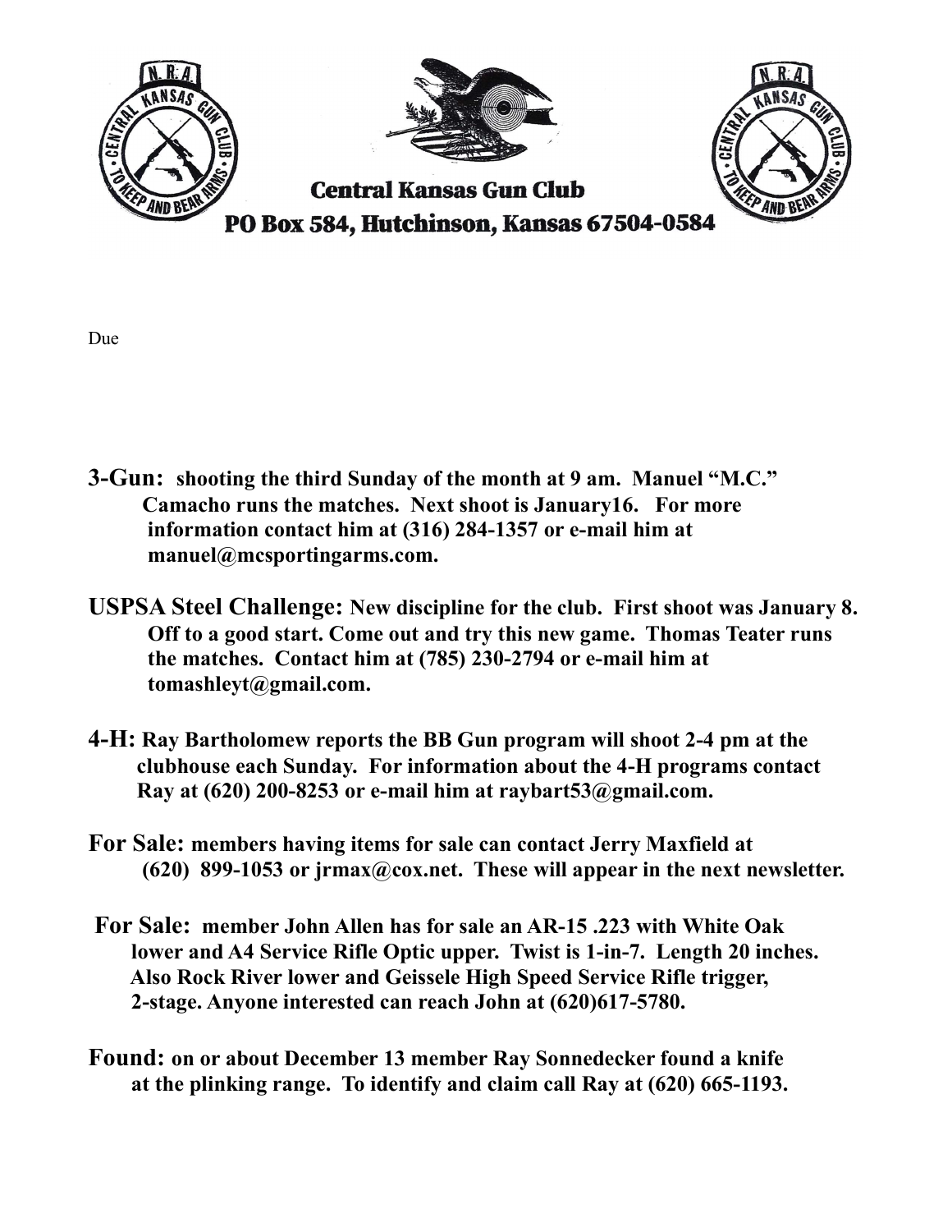**Central Kansas Gun Club**

**PO Box 584, Hutchinson, Kansas 67504-0584**

Due

**3-Gun:** **shooting the third Sunday of the month at 9 am. Manuel "M.C." Camacho runs the matches. Next shoot is January16. For more information contact him at (316) 284-1357 or e-mail him at manuel@mcsportingarms.com.**

**USPSA Steel Challenge:** **New discipline for the club. First shoot was January 8. Off to a good start. Come out and try this new game. Thomas Teater runs the matches. Contact him at (785) 230-2794 or e-mail him at tomashleyt@gmail.com.**

**4-H:** **Ray Bartholomew reports the BB Gun program will shoot 2-4 pm at the clubhouse each Sunday. For information about the 4-H programs contact Ray at (620) 200-8253 or e-mail him at raybart53@gmail.com.**

**For Sale:** **members having items for sale can contact Jerry Maxfield at (620) 899-1053 or jrmax@cox.net. These will appear in the next newsletter.**

**For Sale:** **member John Allen has for sale an AR-15 .223 with White Oak lower and A4 Service Rifle Optic upper. Twist is 1-in-7. Length 20 inches. Also Rock River lower and Geissele High Speed Service Rifle trigger, 2-stage. Anyone interested can reach John at (620)617-5780.**

**Found:** **on or about December 13 member Ray Sonnedecker found a knife at the plinking range. To identify and claim call Ray at (620) 665-1193.**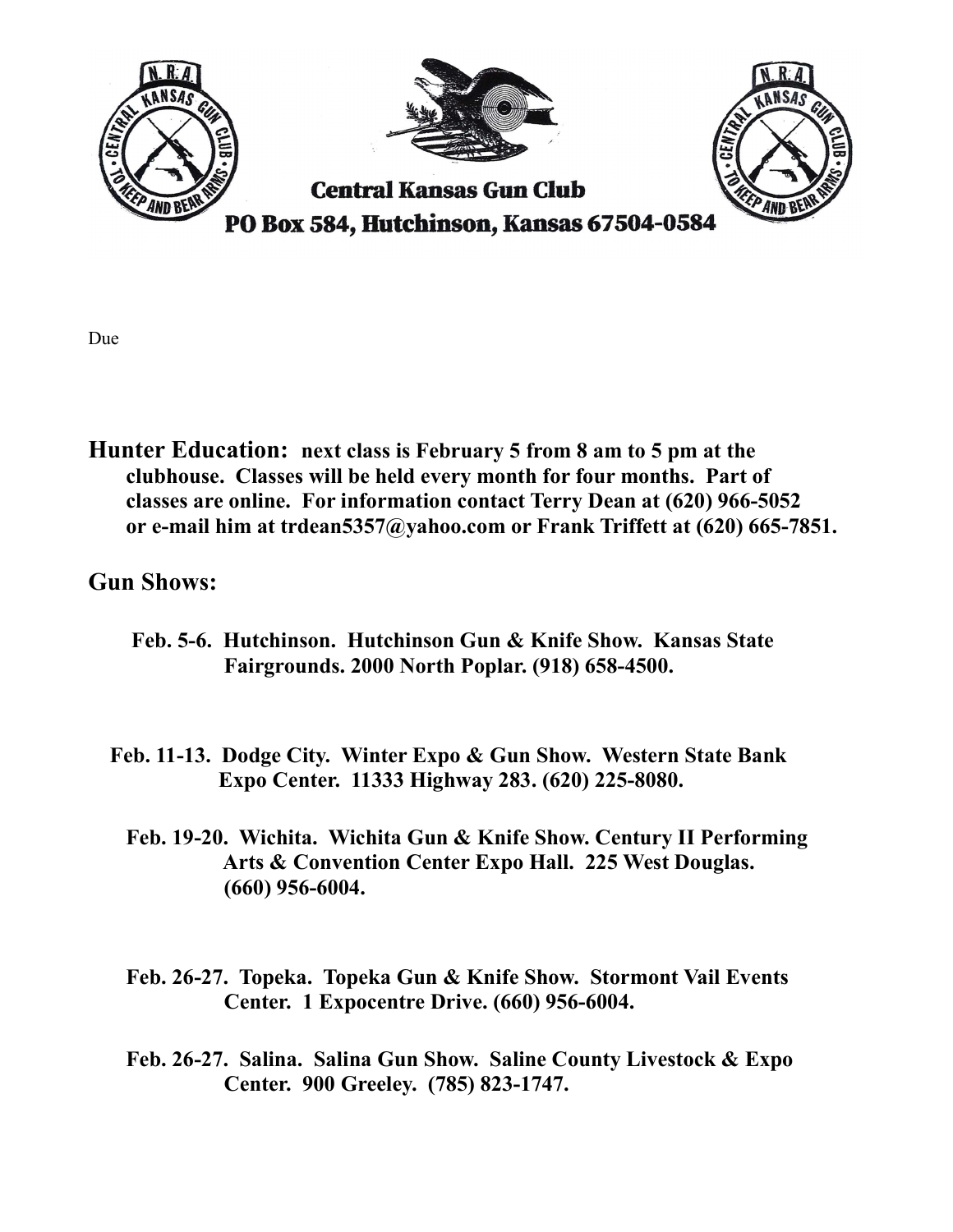**Central Kansas Gun Club**

**PO Box 584, Hutchinson, Kansas 67504-0584**

Due

**Hunter Education: next class is February 5 from 8 am to 5 pm at the clubhouse. Classes will be held every month for four months. Part of classes are online. For information contact Terry Dean at (620) 966-5052 or e-mail him at trdean5357@yahoo.com or Frank Triffett at (620) 665-7851.**

## Gun Shows:

**Feb. 5-6. Hutchinson. Hutchinson Gun & Knife Show. Kansas State Fairgrounds. 2000 North Poplar. (918) 658-4500.**

**Feb. 11-13. Dodge City. Winter Expo & Gun Show. Western State Bank Expo Center. 11333 Highway 283. (620) 225-8080.**

**Feb. 19-20. Wichita. Wichita Gun & Knife Show. Century II Performing Arts & Convention Center Expo Hall. 225 West Douglas. (660) 956-6004.**

**Feb. 26-27. Topeka. Topeka Gun & Knife Show. Stormont Vail Events Center. 1 Expocentre Drive. (660) 956-6004.**

**Feb. 26-27. Salina. Salina Gun Show. Saline County Livestock & Expo Center. 900 Greeley. (785) 823-1747.**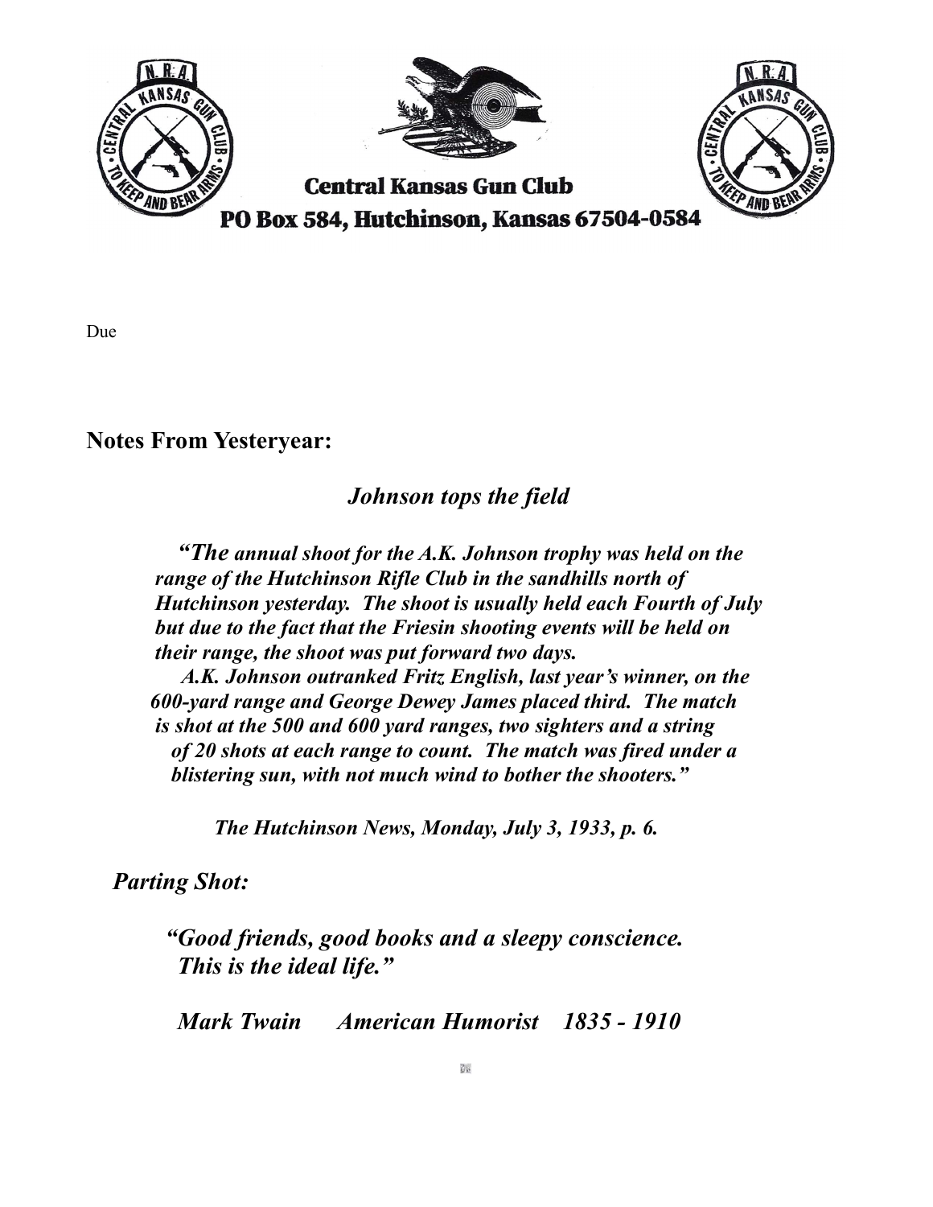**Central Kansas Gun Club**

**PO Box 584, Hutchinson, Kansas 67504-0584**

Due

**Notes From Yesteryear:**

***Johnson tops the field***

***"The annual shoot for the A.K. Johnson trophy was held on the range of the Hutchinson Rifle Club in the sandhills north of Hutchinson yesterday. The shoot is usually held each Fourth of July but due to the fact that the Friesin shooting events will be held on their range, the shoot was put forward two days.***

***A.K. Johnson outranked Fritz English, last year's winner, on the 600-yard range and George Dewey James placed third. The match is shot at the 500 and 600 yard ranges, two sighters and a string of 20 shots at each range to count. The match was fired under a blistering sun, with not much wind to bother the shooters."***

***The Hutchinson News, Monday, July 3, 1933, p. 6.***

***Parting Shot:***

***"Good friends, good books and a sleepy conscience. This is the ideal life."***

***Mark Twain American Humorist 1835 - 1910***